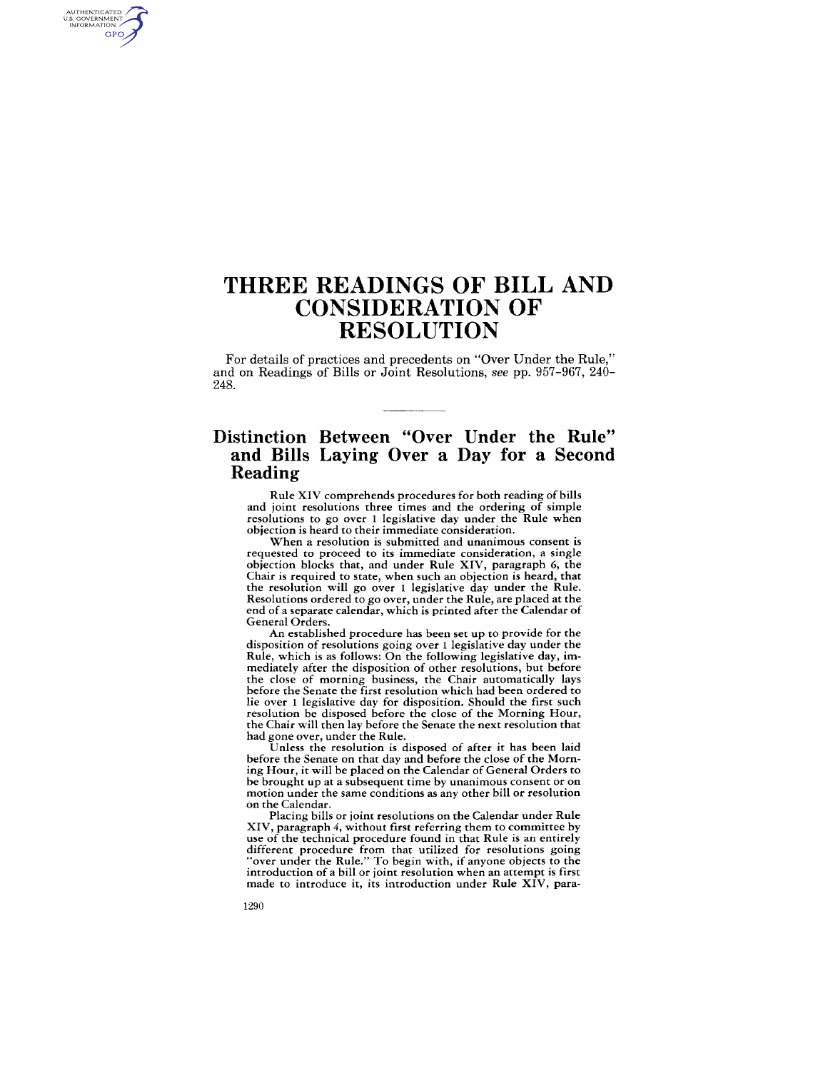# THREE READINGS OF BILL AND CONSIDERATION OF RESOLUTION

For details of practices and precedents on "Over Under the Rule," and on Readings of Bills or Joint Resolutions, *see* pp. 957–967, 240–248.

## Distinction Between "Over Under the Rule" and Bills Laying Over a Day for a Second Reading

Rule XIV comprehends procedures for both reading of bills and joint resolutions three times and the ordering of simple resolutions to go over 1 legislative day under the Rule when objection is heard to their immediate consideration.

When a resolution is submitted and unanimous consent is requested to proceed to its immediate consideration, a single objection blocks that, and under Rule XIV, paragraph 6, the Chair is required to state, when such an objection is heard, that the resolution will go over 1 legislative day under the Rule. Resolutions ordered to go over, under the Rule, are placed at the end of a separate calendar, which is printed after the Calendar of General Orders.

An established procedure has been set up to provide for the disposition of resolutions going over 1 legislative day under the Rule, which is as follows: On the following legislative day, immediately after the disposition of other resolutions, but before the close of morning business, the Chair automatically lays before the Senate the first resolution which had been ordered to lie over 1 legislative day for disposition. Should the first such resolution be disposed before the close of the Morning Hour, the Chair will then lay before the Senate the next resolution that had gone over, under the Rule.

Unless the resolution is disposed of after it has been laid before the Senate on that day and before the close of the Morning Hour, it will be placed on the Calendar of General Orders to be brought up at a subsequent time by unanimous consent or on motion under the same conditions as any other bill or resolution on the Calendar.

Placing bills or joint resolutions on the Calendar under Rule XIV, paragraph 4, without first referring them to committee by use of the technical procedure found in that Rule is an entirely different procedure from that utilized for resolutions going "over under the Rule." To begin with, if anyone objects to the introduction of a bill or joint resolution when an attempt is first made to introduce it, its introduction under Rule XIV, para-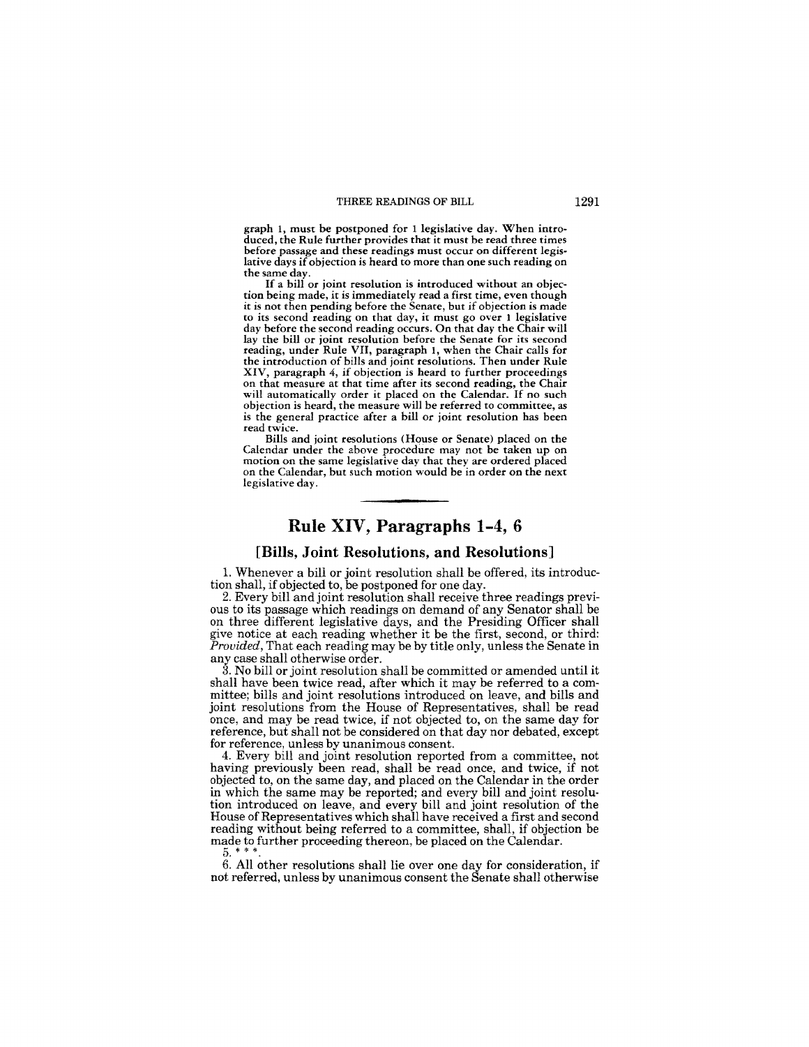graph 1, must be postponed for 1 legislative day. When introduced, the Rule further provides that it must be read three times before passage and these readings must occur on different legislative days if objection is heard to more than one such reading on the same day.

If a bill or joint resolution is introduced without an objection being made, it is immediately read a first time, even though it is not then pending before the Senate, but if objection is made to its second reading on that day, it must go over 1 legislative day before the second reading occurs. On that day the Chair will lay the bill or joint resolution before the Senate for its second reading, under Rule VII, paragraph 1, when the Chair calls for the introduction of bills and joint resolutions. Then under Rule XIV, paragraph 4, if objection is heard to further proceedings on that measure at that time after its second reading, the Chair will automatically order it placed on the Calendar. If no such objection is heard, the measure will be referred to committee, as is the general practice after a bill or joint resolution has been read twice.

Bills and joint resolutions (House or Senate) placed on the Calendar under the above procedure may not be taken up on motion on the same legislative day that they are ordered placed on the Calendar, but such motion would be in order on the next legislative day.

## Rule XIV, Paragraphs 1-4, 6

### [Bills, Joint Resolutions, and Resolutions]

1. Whenever a bill or joint resolution shall be offered, its introduction shall, if objected to, be postponed for one day.

2. Every bill and joint resolution shall receive three readings previous to its passage which readings on demand of any Senator shall be on three different legislative days, and the Presiding Officer shall give notice at each reading whether it be the first, second, or third: *Provided*, That each reading may be by title only, unless the Senate in any case shall otherwise order.

3. No bill or joint resolution shall be committed or amended until it shall have been twice read, after which it may be referred to a committee; bills and joint resolutions introduced on leave, and bills and joint resolutions from the House of Representatives, shall be read once, and may be read twice, if not objected to, on the same day for reference, but shall not be considered on that day nor debated, except for reference, unless by unanimous consent.

4. Every bill and joint resolution reported from a committee, not having previously been read, shall be read once, and twice, if not objected to, on the same day, and placed on the Calendar in the order in which the same may be reported; and every bill and joint resolution introduced on leave, and every bill and joint resolution of the House of Representatives which shall have received a first and second reading without being referred to a committee, shall, if objection be made to further proceeding thereon, be placed on the Calendar.

5. * * *.

6. All other resolutions shall lie over one day for consideration, if not referred, unless by unanimous consent the Senate shall otherwise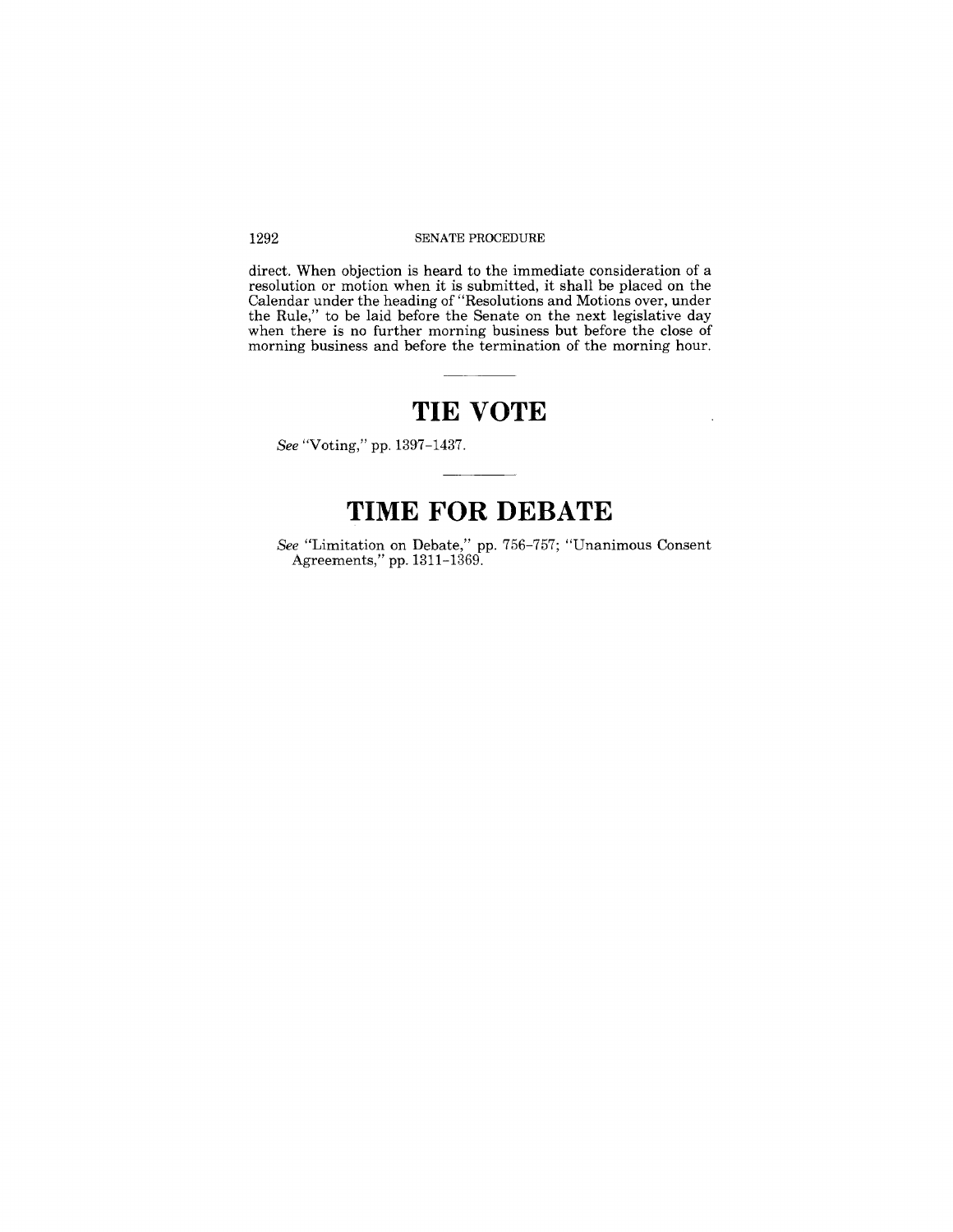direct. When objection is heard to the immediate consideration of a resolution or motion when it is submitted, it shall be placed on the Calendar under the heading of "Resolutions and Motions over, under the Rule," to be laid before the Senate on the next legislative day when there is no further morning business but before the close of morning business and before the termination of the morning hour.

# TIE VOTE

*See* "Voting," pp. 1397–1437.

# TIME FOR DEBATE

*See* "Limitation on Debate," pp. 756–757; "Unanimous Consent Agreements," pp. 1311–1369.